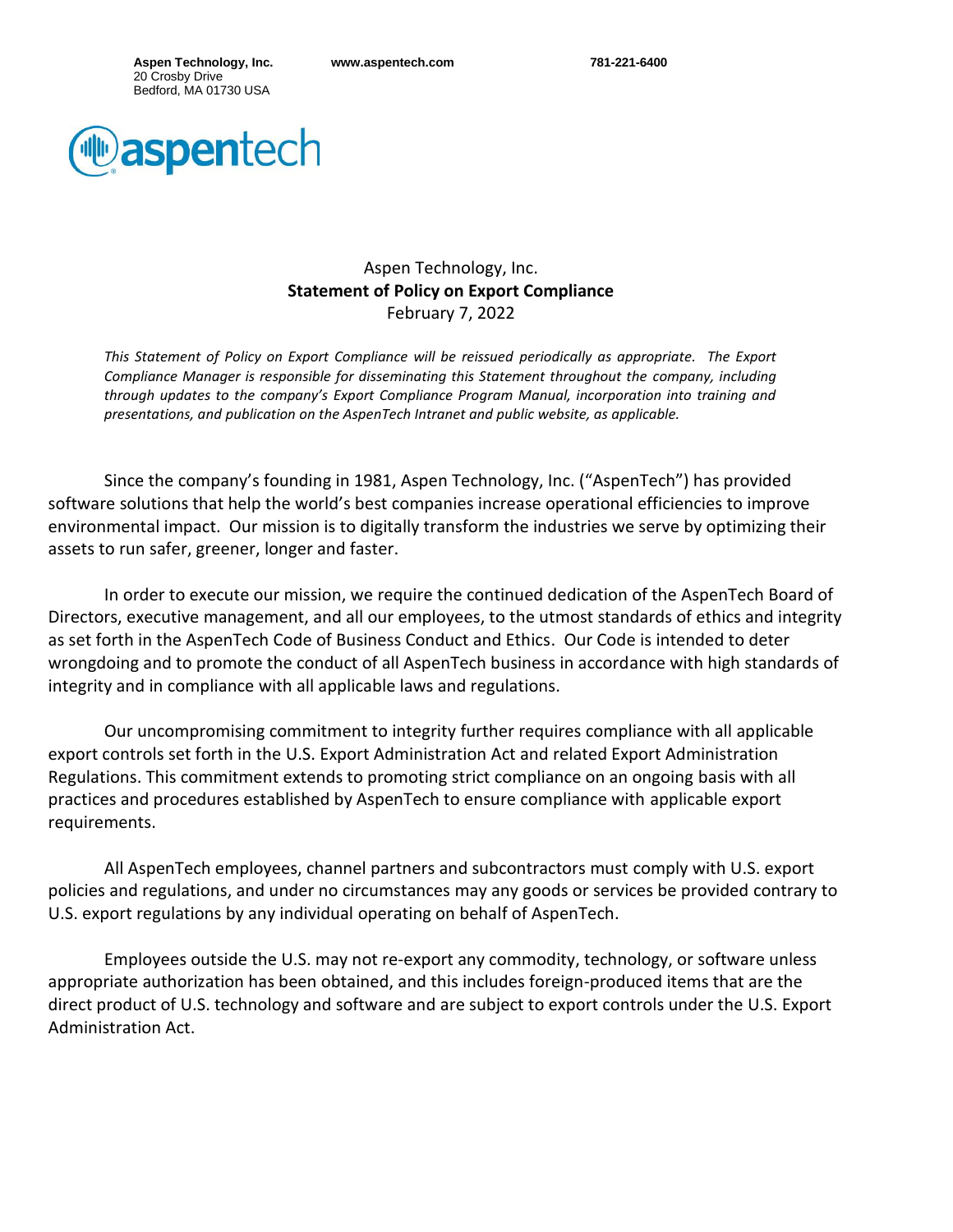Aspen Technology, Inc.
20 Crosby Drive
Bedford, MA 01730 USA

www.aspentech.com

781-221-6400

# Aspen Technology, Inc.
## **Statement of Policy on Export Compliance**
February 7, 2022

*This Statement of Policy on Export Compliance will be reissued periodically as appropriate. The Export Compliance Manager is responsible for disseminating this Statement throughout the company, including through updates to the company's Export Compliance Program Manual, incorporation into training and presentations, and publication on the AspenTech Intranet and public website, as applicable.*

Since the company's founding in 1981, Aspen Technology, Inc. ("AspenTech") has provided software solutions that help the world's best companies increase operational efficiencies to improve environmental impact. Our mission is to digitally transform the industries we serve by optimizing their assets to run safer, greener, longer and faster.

In order to execute our mission, we require the continued dedication of the AspenTech Board of Directors, executive management, and all our employees, to the utmost standards of ethics and integrity as set forth in the AspenTech Code of Business Conduct and Ethics. Our Code is intended to deter wrongdoing and to promote the conduct of all AspenTech business in accordance with high standards of integrity and in compliance with all applicable laws and regulations.

Our uncompromising commitment to integrity further requires compliance with all applicable export controls set forth in the U.S. Export Administration Act and related Export Administration Regulations. This commitment extends to promoting strict compliance on an ongoing basis with all practices and procedures established by AspenTech to ensure compliance with applicable export requirements.

All AspenTech employees, channel partners and subcontractors must comply with U.S. export policies and regulations, and under no circumstances may any goods or services be provided contrary to U.S. export regulations by any individual operating on behalf of AspenTech.

Employees outside the U.S. may not re-export any commodity, technology, or software unless appropriate authorization has been obtained, and this includes foreign-produced items that are the direct product of U.S. technology and software and are subject to export controls under the U.S. Export Administration Act.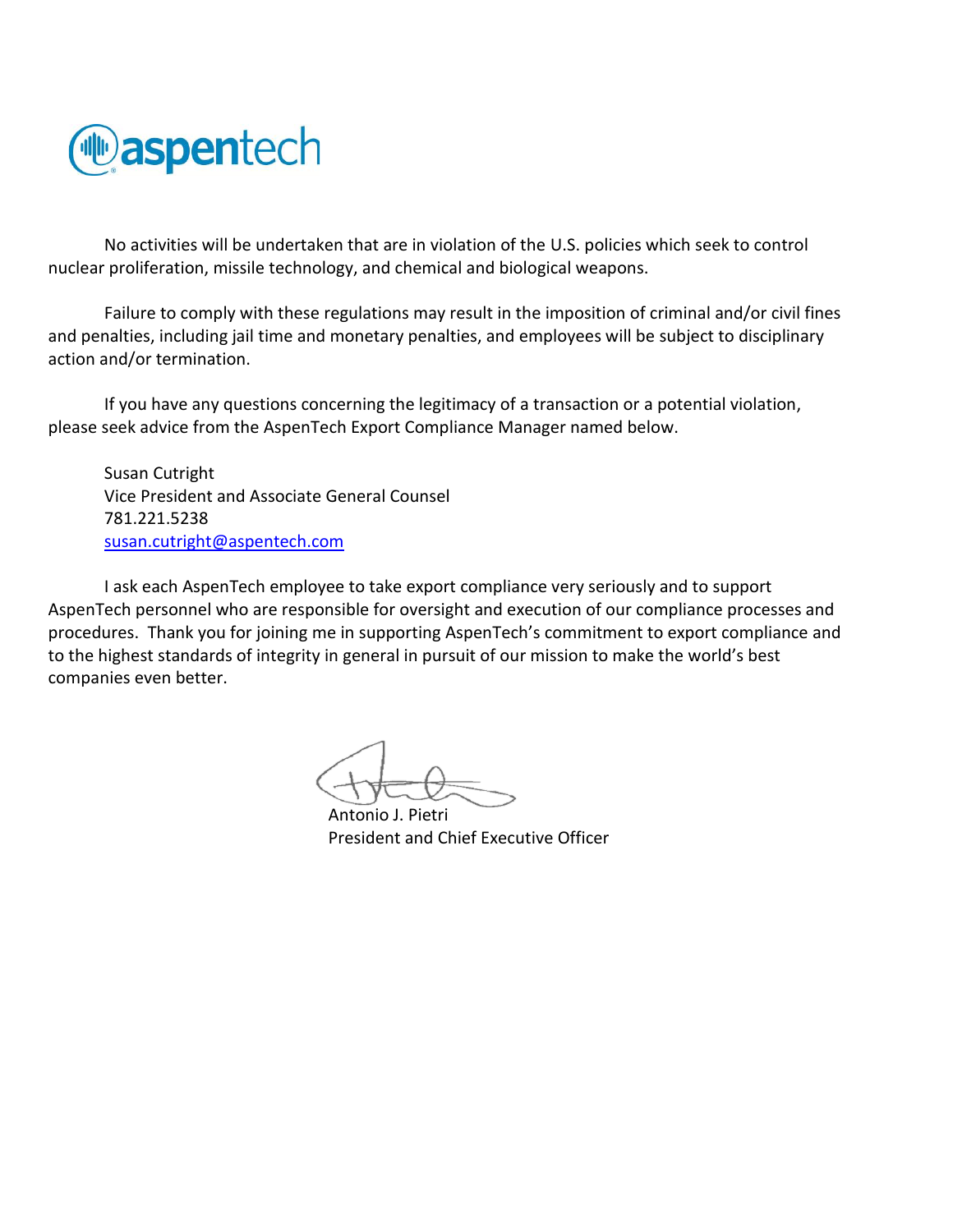No activities will be undertaken that are in violation of the U.S. policies which seek to control nuclear proliferation, missile technology, and chemical and biological weapons.

Failure to comply with these regulations may result in the imposition of criminal and/or civil fines and penalties, including jail time and monetary penalties, and employees will be subject to disciplinary action and/or termination.

If you have any questions concerning the legitimacy of a transaction or a potential violation, please seek advice from the AspenTech Export Compliance Manager named below.

Susan Cutright
Vice President and Associate General Counsel
781.221.5238
susan.cutright@aspentech.com

I ask each AspenTech employee to take export compliance very seriously and to support AspenTech personnel who are responsible for oversight and execution of our compliance processes and procedures. Thank you for joining me in supporting AspenTech's commitment to export compliance and to the highest standards of integrity in general in pursuit of our mission to make the world's best companies even better.

Antonio J. Pietri
President and Chief Executive Officer